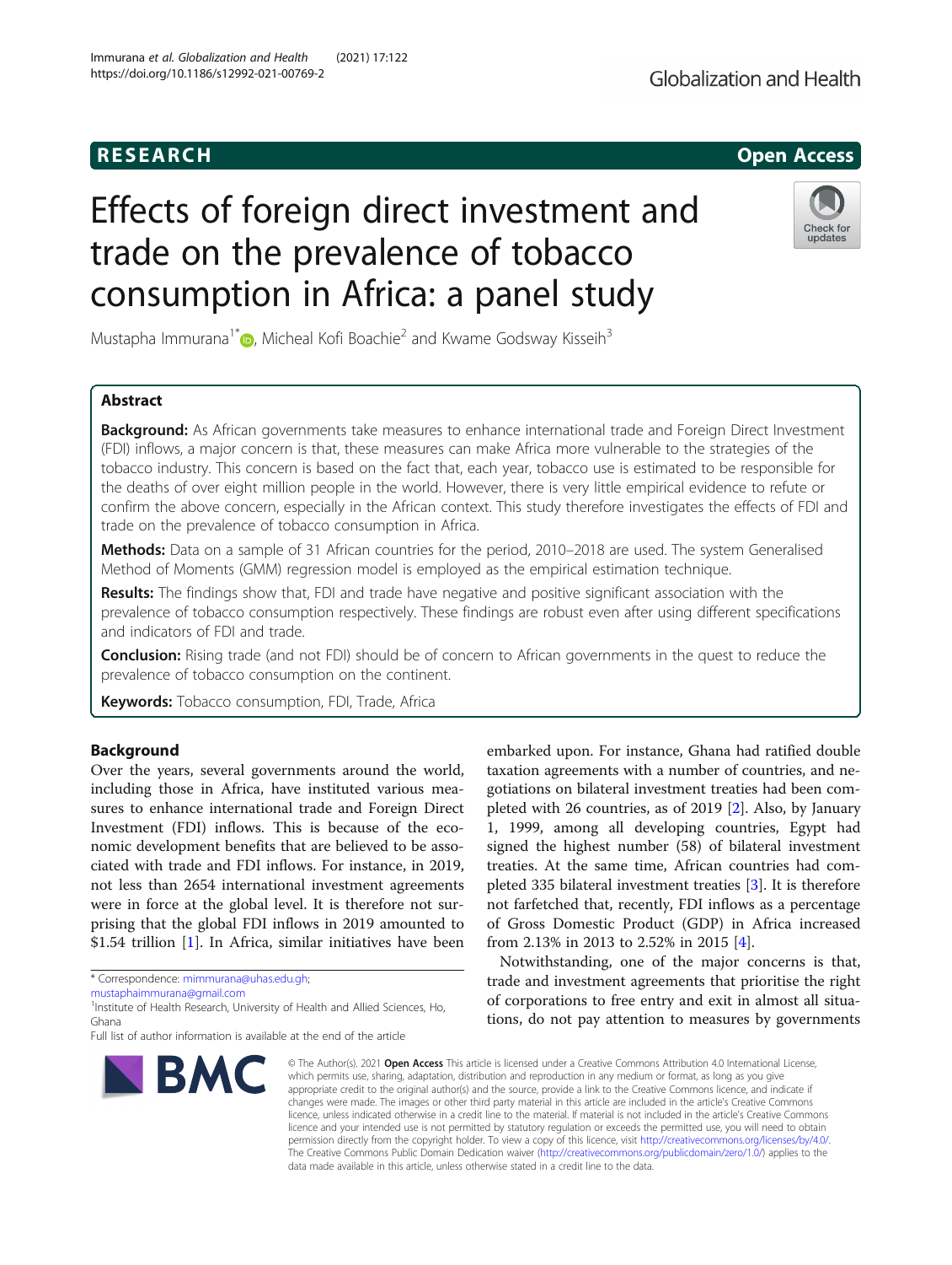RESEARCH

Open Access

# Effects of foreign direct investment and trade on the prevalence of tobacco consumption in Africa: a panel study

Mustapha Immurana[1*], Micheal Kofi Boachie[2] and Kwame Godsway Kisseih[3]

## Abstract

**Background:** As African governments take measures to enhance international trade and Foreign Direct Investment (FDI) inflows, a major concern is that, these measures can make Africa more vulnerable to the strategies of the tobacco industry. This concern is based on the fact that, each year, tobacco use is estimated to be responsible for the deaths of over eight million people in the world. However, there is very little empirical evidence to refute or confirm the above concern, especially in the African context. This study therefore investigates the effects of FDI and trade on the prevalence of tobacco consumption in Africa.

**Methods:** Data on a sample of 31 African countries for the period, 2010–2018 are used. The system Generalised Method of Moments (GMM) regression model is employed as the empirical estimation technique.

**Results:** The findings show that, FDI and trade have negative and positive significant association with the prevalence of tobacco consumption respectively. These findings are robust even after using different specifications and indicators of FDI and trade.

**Conclusion:** Rising trade (and not FDI) should be of concern to African governments in the quest to reduce the prevalence of tobacco consumption on the continent.

**Keywords:** Tobacco consumption, FDI, Trade, Africa

## Background

Over the years, several governments around the world, including those in Africa, have instituted various measures to enhance international trade and Foreign Direct Investment (FDI) inflows. This is because of the economic development benefits that are believed to be associated with trade and FDI inflows. For instance, in 2019, not less than 2654 international investment agreements were in force at the global level. It is therefore not surprising that the global FDI inflows in 2019 amounted to \$1.54 trillion [1]. In Africa, similar initiatives have been embarked upon. For instance, Ghana had ratified double taxation agreements with a number of countries, and negotiations on bilateral investment treaties had been completed with 26 countries, as of 2019 [2]. Also, by January 1, 1999, among all developing countries, Egypt had signed the highest number (58) of bilateral investment treaties. At the same time, African countries had completed 335 bilateral investment treaties [3]. It is therefore not farfetched that, recently, FDI inflows as a percentage of Gross Domestic Product (GDP) in Africa increased from 2.13% in 2013 to 2.52% in 2015 [4].

Notwithstanding, one of the major concerns is that, trade and investment agreements that prioritise the right of corporations to free entry and exit in almost all situations, do not pay attention to measures by governments

\* Correspondence: mimmurana@uhas.edu.gh; mustaphaimmurana@gmail.com
[1]Institute of Health Research, University of Health and Allied Sciences, Ho, Ghana
Full list of author information is available at the end of the article

© The Author(s). 2021 **Open Access** This article is licensed under a Creative Commons Attribution 4.0 International License, which permits use, sharing, adaptation, distribution and reproduction in any medium or format, as long as you give appropriate credit to the original author(s) and the source, provide a link to the Creative Commons licence, and indicate if changes were made. The images or other third party material in this article are included in the article's Creative Commons licence, unless indicated otherwise in a credit line to the material. If material is not included in the article's Creative Commons licence and your intended use is not permitted by statutory regulation or exceeds the permitted use, you will need to obtain permission directly from the copyright holder. To view a copy of this licence, visit http://creativecommons.org/licenses/by/4.0/. The Creative Commons Public Domain Dedication waiver (http://creativecommons.org/publicdomain/zero/1.0/) applies to the data made available in this article, unless otherwise stated in a credit line to the data.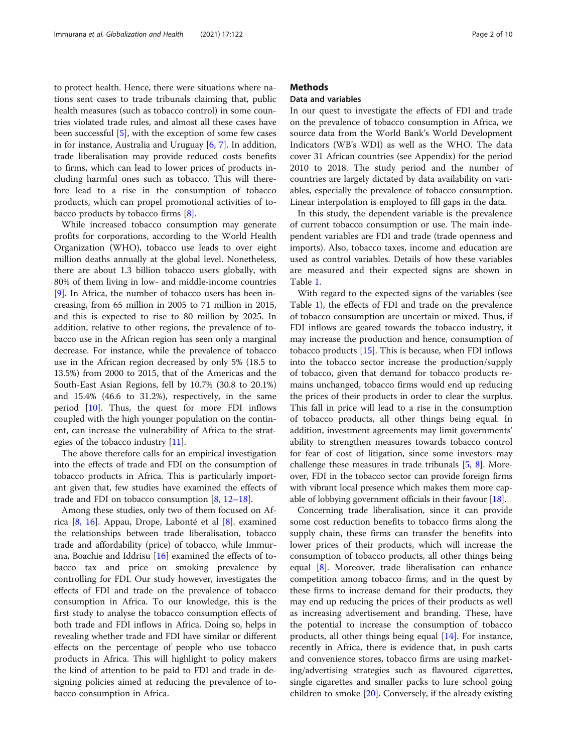to protect health. Hence, there were situations where nations sent cases to trade tribunals claiming that, public health measures (such as tobacco control) in some countries violated trade rules, and almost all these cases have been successful [5], with the exception of some few cases in for instance, Australia and Uruguay [6, 7]. In addition, trade liberalisation may provide reduced costs benefits to firms, which can lead to lower prices of products including harmful ones such as tobacco. This will therefore lead to a rise in the consumption of tobacco products, which can propel promotional activities of tobacco products by tobacco firms [8].

While increased tobacco consumption may generate profits for corporations, according to the World Health Organization (WHO), tobacco use leads to over eight million deaths annually at the global level. Nonetheless, there are about 1.3 billion tobacco users globally, with 80% of them living in low- and middle-income countries [9]. In Africa, the number of tobacco users has been increasing, from 65 million in 2005 to 71 million in 2015, and this is expected to rise to 80 million by 2025. In addition, relative to other regions, the prevalence of tobacco use in the African region has seen only a marginal decrease. For instance, while the prevalence of tobacco use in the African region decreased by only 5% (18.5 to 13.5%) from 2000 to 2015, that of the Americas and the South-East Asian Regions, fell by 10.7% (30.8 to 20.1%) and 15.4% (46.6 to 31.2%), respectively, in the same period [10]. Thus, the quest for more FDI inflows coupled with the high younger population on the continent, can increase the vulnerability of Africa to the strategies of the tobacco industry [11].

The above therefore calls for an empirical investigation into the effects of trade and FDI on the consumption of tobacco products in Africa. This is particularly important given that, few studies have examined the effects of trade and FDI on tobacco consumption [8, 12–18].

Among these studies, only two of them focused on Africa [8, 16]. Appau, Drope, Labonté et al [8]. examined the relationships between trade liberalisation, tobacco trade and affordability (price) of tobacco, while Immurana, Boachie and Iddrisu [16] examined the effects of tobacco tax and price on smoking prevalence by controlling for FDI. Our study however, investigates the effects of FDI and trade on the prevalence of tobacco consumption in Africa. To our knowledge, this is the first study to analyse the tobacco consumption effects of both trade and FDI inflows in Africa. Doing so, helps in revealing whether trade and FDI have similar or different effects on the percentage of people who use tobacco products in Africa. This will highlight to policy makers the kind of attention to be paid to FDI and trade in designing policies aimed at reducing the prevalence of tobacco consumption in Africa.

## Methods

### Data and variables

In our quest to investigate the effects of FDI and trade on the prevalence of tobacco consumption in Africa, we source data from the World Bank's World Development Indicators (WB's WDI) as well as the WHO. The data cover 31 African countries (see Appendix) for the period 2010 to 2018. The study period and the number of countries are largely dictated by data availability on variables, especially the prevalence of tobacco consumption. Linear interpolation is employed to fill gaps in the data.

In this study, the dependent variable is the prevalence of current tobacco consumption or use. The main independent variables are FDI and trade (trade openness and imports). Also, tobacco taxes, income and education are used as control variables. Details of how these variables are measured and their expected signs are shown in Table 1.

With regard to the expected signs of the variables (see Table 1), the effects of FDI and trade on the prevalence of tobacco consumption are uncertain or mixed. Thus, if FDI inflows are geared towards the tobacco industry, it may increase the production and hence, consumption of tobacco products [15]. This is because, when FDI inflows into the tobacco sector increase the production/supply of tobacco, given that demand for tobacco products remains unchanged, tobacco firms would end up reducing the prices of their products in order to clear the surplus. This fall in price will lead to a rise in the consumption of tobacco products, all other things being equal. In addition, investment agreements may limit governments' ability to strengthen measures towards tobacco control for fear of cost of litigation, since some investors may challenge these measures in trade tribunals [5, 8]. Moreover, FDI in the tobacco sector can provide foreign firms with vibrant local presence which makes them more capable of lobbying government officials in their favour [18].

Concerning trade liberalisation, since it can provide some cost reduction benefits to tobacco firms along the supply chain, these firms can transfer the benefits into lower prices of their products, which will increase the consumption of tobacco products, all other things being equal [8]. Moreover, trade liberalisation can enhance competition among tobacco firms, and in the quest by these firms to increase demand for their products, they may end up reducing the prices of their products as well as increasing advertisement and branding. These, have the potential to increase the consumption of tobacco products, all other things being equal [14]. For instance, recently in Africa, there is evidence that, in push carts and convenience stores, tobacco firms are using marketing/advertising strategies such as flavoured cigarettes, single cigarettes and smaller packs to lure school going children to smoke [20]. Conversely, if the already existing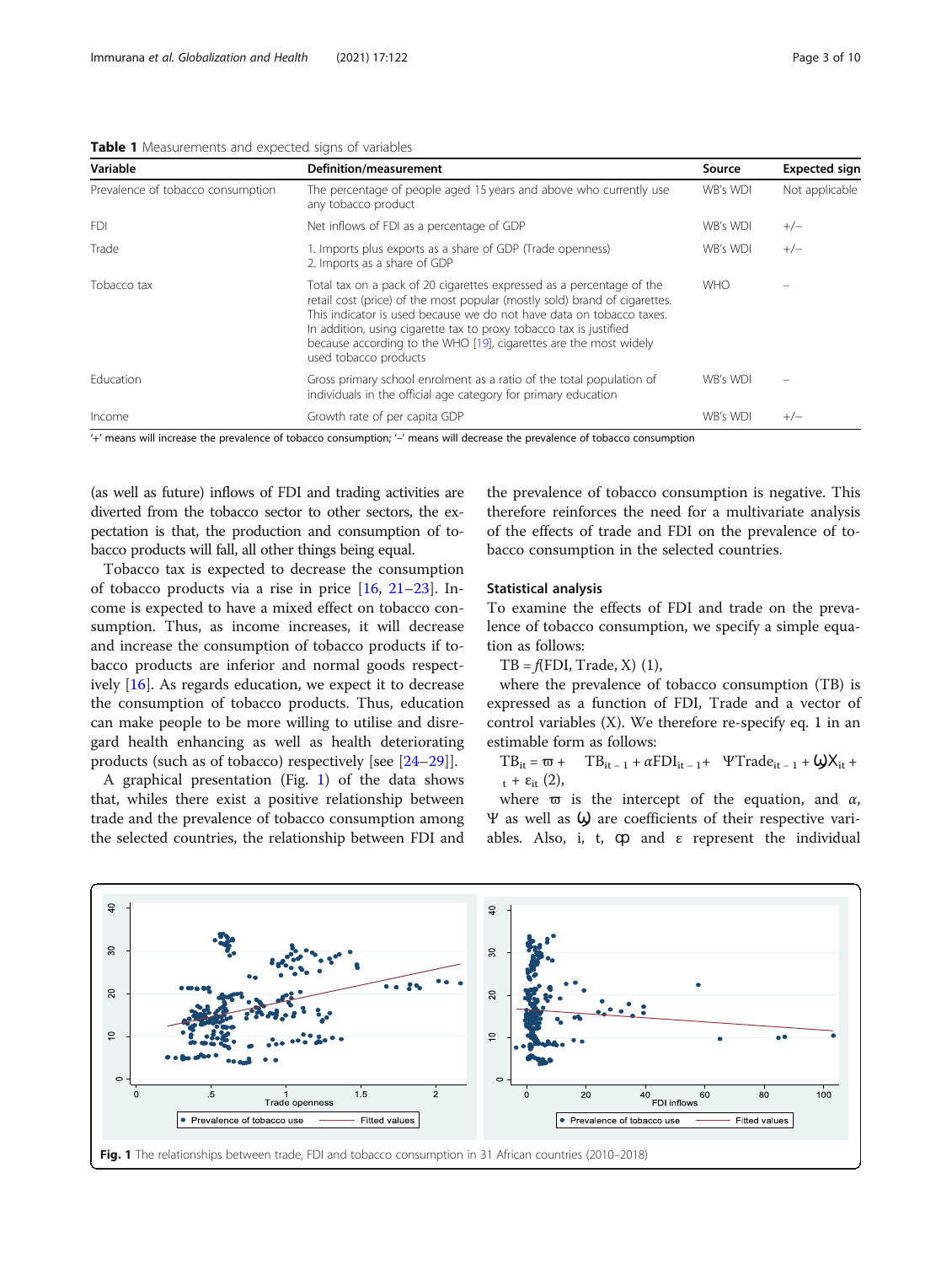**Table 1** Measurements and expected signs of variables

| Variable | Definition/measurement | Source | Expected sign |
|---|---|---|---|
| Prevalence of tobacco consumption | The percentage of people aged 15 years and above who currently use any tobacco product | WB's WDI | Not applicable |
| FDI | Net inflows of FDI as a percentage of GDP | WB's WDI | +/− |
| Trade | 1. Imports plus exports as a share of GDP (Trade openness) 2. Imports as a share of GDP | WB's WDI | +/− |
| Tobacco tax | Total tax on a pack of 20 cigarettes expressed as a percentage of the retail cost (price) of the most popular (mostly sold) brand of cigarettes. This indicator is used because we do not have data on tobacco taxes. In addition, using cigarette tax to proxy tobacco tax is justified because according to the WHO [19], cigarettes are the most widely used tobacco products | WHO | − |
| Education | Gross primary school enrolment as a ratio of the total population of individuals in the official age category for primary education | WB's WDI | − |
| Income | Growth rate of per capita GDP | WB's WDI | +/− |

'+' means will increase the prevalence of tobacco consumption; '−' means will decrease the prevalence of tobacco consumption

(as well as future) inflows of FDI and trading activities are diverted from the tobacco sector to other sectors, the expectation is that, the production and consumption of tobacco products will fall, all other things being equal.

Tobacco tax is expected to decrease the consumption of tobacco products via a rise in price [16, 21–23]. Income is expected to have a mixed effect on tobacco consumption. Thus, as income increases, it will decrease and increase the consumption of tobacco products if tobacco products are inferior and normal goods respectively [16]. As regards education, we expect it to decrease the consumption of tobacco products. Thus, education can make people to be more willing to utilise and disregard health enhancing as well as health deteriorating products (such as of tobacco) respectively [see [24–29]].

A graphical presentation (Fig. 1) of the data shows that, whiles there exist a positive relationship between trade and the prevalence of tobacco consumption among the selected countries, the relationship between FDI and the prevalence of tobacco consumption is negative. This therefore reinforces the need for a multivariate analysis of the effects of trade and FDI on the prevalence of tobacco consumption in the selected countries.

### Statistical analysis

To examine the effects of FDI and trade on the prevalence of tobacco consumption, we specify a simple equation as follows:

$TB = f(FDI, Trade, X)$ (1),

where the prevalence of tobacco consumption (TB) is expressed as a function of FDI, Trade and a vector of control variables (X). We therefore re-specify eq. 1 in an estimable form as follows:

$TB_{it} = \varpi + \quad TB_{it-1} + \alpha FDI_{it-1} + \quad \Psi Trade_{it-1} + \omega X_{it} + {}_{t} + \varepsilon_{it}$ (2),

where $\varpi$ is the intercept of the equation, and $\alpha$, $\Psi$ as well as $\omega$ are coefficients of their respective variables. Also, i, t, $\varphi$ and $\varepsilon$ represent the individual

Fig. 1 The relationships between trade, FDI and tobacco consumption in 31 African countries (2010–2018)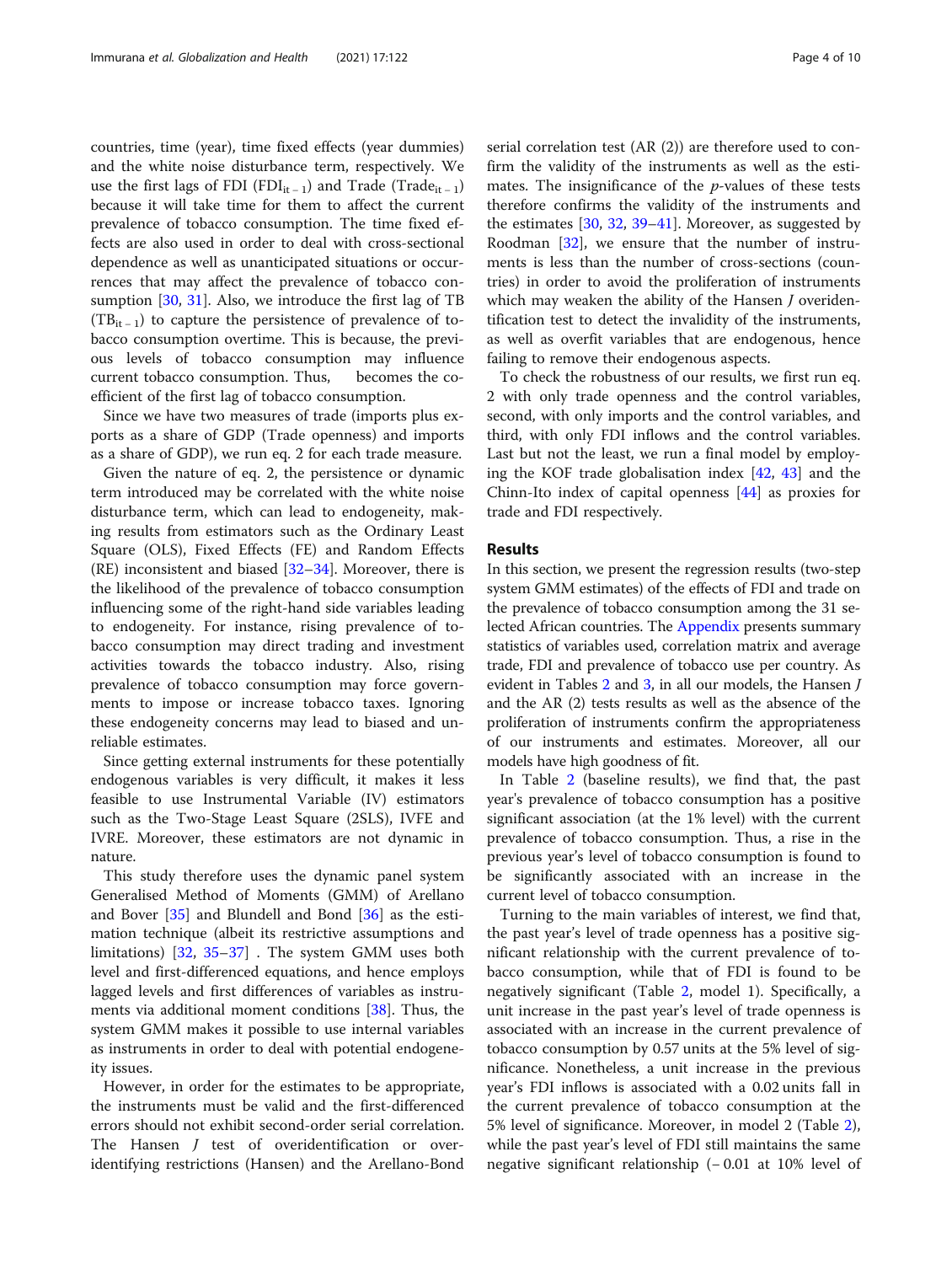countries, time (year), time fixed effects (year dummies) and the white noise disturbance term, respectively. We use the first lags of FDI ($FDI_{it-1}$) and Trade ($Trade_{it-1}$) because it will take time for them to affect the current prevalence of tobacco consumption. The time fixed effects are also used in order to deal with cross-sectional dependence as well as unanticipated situations or occurrences that may affect the prevalence of tobacco consumption [30, 31]. Also, we introduce the first lag of TB ($TB_{it-1}$) to capture the persistence of prevalence of tobacco consumption overtime. This is because, the previous levels of tobacco consumption may influence current tobacco consumption. Thus, becomes the coefficient of the first lag of tobacco consumption.

Since we have two measures of trade (imports plus exports as a share of GDP (Trade openness) and imports as a share of GDP), we run eq. 2 for each trade measure.

Given the nature of eq. 2, the persistence or dynamic term introduced may be correlated with the white noise disturbance term, which can lead to endogeneity, making results from estimators such as the Ordinary Least Square (OLS), Fixed Effects (FE) and Random Effects (RE) inconsistent and biased [32–34]. Moreover, there is the likelihood of the prevalence of tobacco consumption influencing some of the right-hand side variables leading to endogeneity. For instance, rising prevalence of tobacco consumption may direct trading and investment activities towards the tobacco industry. Also, rising prevalence of tobacco consumption may force governments to impose or increase tobacco taxes. Ignoring these endogeneity concerns may lead to biased and unreliable estimates.

Since getting external instruments for these potentially endogenous variables is very difficult, it makes it less feasible to use Instrumental Variable (IV) estimators such as the Two-Stage Least Square (2SLS), IVFE and IVRE. Moreover, these estimators are not dynamic in nature.

This study therefore uses the dynamic panel system Generalised Method of Moments (GMM) of Arellano and Bover [35] and Blundell and Bond [36] as the estimation technique (albeit its restrictive assumptions and limitations) [32, 35–37] . The system GMM uses both level and first-differenced equations, and hence employs lagged levels and first differences of variables as instruments via additional moment conditions [38]. Thus, the system GMM makes it possible to use internal variables as instruments in order to deal with potential endogeneity issues.

However, in order for the estimates to be appropriate, the instruments must be valid and the first-differenced errors should not exhibit second-order serial correlation. The Hansen *J* test of overidentification or over-identifying restrictions (Hansen) and the Arellano-Bond serial correlation test (AR (2)) are therefore used to confirm the validity of the instruments as well as the estimates. The insignificance of the *p*-values of these tests therefore confirms the validity of the instruments and the estimates [30, 32, 39–41]. Moreover, as suggested by Roodman [32], we ensure that the number of instruments is less than the number of cross-sections (countries) in order to avoid the proliferation of instruments which may weaken the ability of the Hansen *J* overidentification test to detect the invalidity of the instruments, as well as overfit variables that are endogenous, hence failing to remove their endogenous aspects.

To check the robustness of our results, we first run eq. 2 with only trade openness and the control variables, second, with only imports and the control variables, and third, with only FDI inflows and the control variables. Last but not the least, we run a final model by employing the KOF trade globalisation index [42, 43] and the Chinn-Ito index of capital openness [44] as proxies for trade and FDI respectively.

## Results

In this section, we present the regression results (two-step system GMM estimates) of the effects of FDI and trade on the prevalence of tobacco consumption among the 31 selected African countries. The Appendix presents summary statistics of variables used, correlation matrix and average trade, FDI and prevalence of tobacco use per country. As evident in Tables 2 and 3, in all our models, the Hansen *J* and the AR (2) tests results as well as the absence of the proliferation of instruments confirm the appropriateness of our instruments and estimates. Moreover, all our models have high goodness of fit.

In Table 2 (baseline results), we find that, the past year's prevalence of tobacco consumption has a positive significant association (at the 1% level) with the current prevalence of tobacco consumption. Thus, a rise in the previous year's level of tobacco consumption is found to be significantly associated with an increase in the current level of tobacco consumption.

Turning to the main variables of interest, we find that, the past year's level of trade openness has a positive significant relationship with the current prevalence of tobacco consumption, while that of FDI is found to be negatively significant (Table 2, model 1). Specifically, a unit increase in the past year's level of trade openness is associated with an increase in the current prevalence of tobacco consumption by 0.57 units at the 5% level of significance. Nonetheless, a unit increase in the previous year's FDI inflows is associated with a 0.02 units fall in the current prevalence of tobacco consumption at the 5% level of significance. Moreover, in model 2 (Table 2), while the past year's level of FDI still maintains the same negative significant relationship (− 0.01 at 10% level of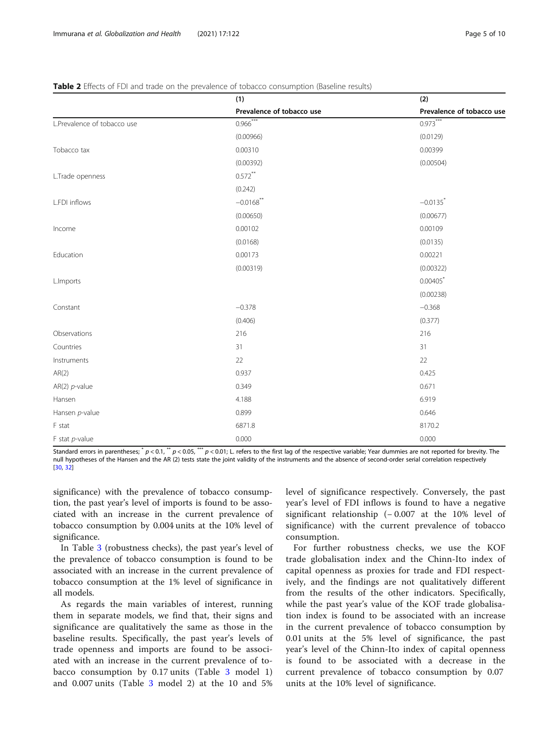**Table 2** Effects of FDI and trade on the prevalence of tobacco consumption (Baseline results)

| | (1) | (2) |
|---|---|---|
| | **Prevalence of tobacco use** | **Prevalence of tobacco use** |
| L.Prevalence of tobacco use | 0.966*** | 0.973*** |
| | (0.00966) | (0.0129) |
| Tobacco tax | 0.00310 | 0.00399 |
| | (0.00392) | (0.00504) |
| L.Trade openness | 0.572** | |
| | (0.242) | |
| L.FDI inflows | −0.0168** | −0.0135* |
| | (0.00650) | (0.00677) |
| Income | 0.00102 | 0.00109 |
| | (0.0168) | (0.0135) |
| Education | 0.00173 | 0.00221 |
| | (0.00319) | (0.00322) |
| L.Imports | | 0.00405* |
| | | (0.00238) |
| Constant | −0.378 | −0.368 |
| | (0.406) | (0.377) |
| Observations | 216 | 216 |
| Countries | 31 | 31 |
| Instruments | 22 | 22 |
| AR(2) | 0.937 | 0.425 |
| AR(2) *p*-value | 0.349 | 0.671 |
| Hansen | 4.188 | 6.919 |
| Hansen *p*-value | 0.899 | 0.646 |
| F stat | 6871.8 | 8170.2 |
| F stat *p*-value | 0.000 | 0.000 |

Standard errors in parentheses; * $p < 0.1$, ** $p < 0.05$, *** $p < 0.01$; L. refers to the first lag of the respective variable; Year dummies are not reported for brevity. The null hypotheses of the Hansen and the AR (2) tests state the joint validity of the instruments and the absence of second-order serial correlation respectively [30, 32]

significance) with the prevalence of tobacco consumption, the past year's level of imports is found to be associated with an increase in the current prevalence of tobacco consumption by 0.004 units at the 10% level of significance.

In Table 3 (robustness checks), the past year's level of the prevalence of tobacco consumption is found to be associated with an increase in the current prevalence of tobacco consumption at the 1% level of significance in all models.

As regards the main variables of interest, running them in separate models, we find that, their signs and significance are qualitatively the same as those in the baseline results. Specifically, the past year's levels of trade openness and imports are found to be associated with an increase in the current prevalence of tobacco consumption by 0.17 units (Table 3 model 1) and 0.007 units (Table 3 model 2) at the 10 and 5% level of significance respectively. Conversely, the past year's level of FDI inflows is found to have a negative significant relationship (− 0.007 at the 10% level of significance) with the current prevalence of tobacco consumption.

For further robustness checks, we use the KOF trade globalisation index and the Chinn-Ito index of capital openness as proxies for trade and FDI respectively, and the findings are not qualitatively different from the results of the other indicators. Specifically, while the past year's value of the KOF trade globalisation index is found to be associated with an increase in the current prevalence of tobacco consumption by 0.01 units at the 5% level of significance, the past year's level of the Chinn-Ito index of capital openness is found to be associated with a decrease in the current prevalence of tobacco consumption by 0.07 units at the 10% level of significance.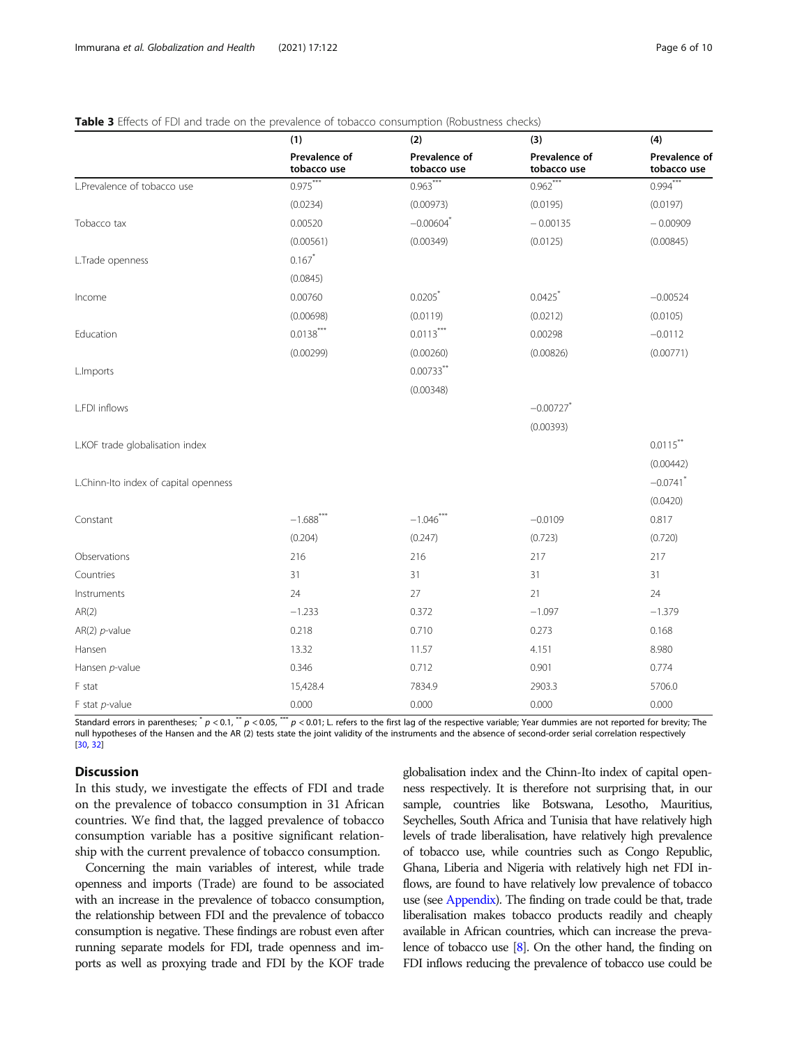**Table 3** Effects of FDI and trade on the prevalence of tobacco consumption (Robustness checks)

| | (1) | (2) | (3) | (4) |
|---|---|---|---|---|
| | **Prevalence of tobacco use** | **Prevalence of tobacco use** | **Prevalence of tobacco use** | **Prevalence of tobacco use** |
| L.Prevalence of tobacco use | 0.975*** | 0.963*** | 0.962*** | 0.994*** |
| | (0.0234) | (0.00973) | (0.0195) | (0.0197) |
| Tobacco tax | 0.00520 | −0.00604* | −0.00135 | −0.00909 |
| | (0.00561) | (0.00349) | (0.0125) | (0.00845) |
| L.Trade openness | 0.167* | | | |
| | (0.0845) | | | |
| Income | 0.00760 | 0.0205* | 0.0425* | −0.00524 |
| | (0.00698) | (0.0119) | (0.0212) | (0.0105) |
| Education | 0.0138*** | 0.0113*** | 0.00298 | −0.0112 |
| | (0.00299) | (0.00260) | (0.00826) | (0.00771) |
| L.Imports | | 0.00733** | | |
| | | (0.00348) | | |
| L.FDI inflows | | | −0.00727* | |
| | | | (0.00393) | |
| L.KOF trade globalisation index | | | | 0.0115** |
| | | | | (0.00442) |
| L.Chinn-Ito index of capital openness | | | | −0.0741* |
| | | | | (0.0420) |
| Constant | −1.688*** | −1.046*** | −0.0109 | 0.817 |
| | (0.204) | (0.247) | (0.723) | (0.720) |
| Observations | 216 | 216 | 217 | 217 |
| Countries | 31 | 31 | 31 | 31 |
| Instruments | 24 | 27 | 21 | 24 |
| AR(2) | −1.233 | 0.372 | −1.097 | −1.379 |
| AR(2) *p*-value | 0.218 | 0.710 | 0.273 | 0.168 |
| Hansen | 13.32 | 11.57 | 4.151 | 8.980 |
| Hansen *p*-value | 0.346 | 0.712 | 0.901 | 0.774 |
| F stat | 15,428.4 | 7834.9 | 2903.3 | 5706.0 |
| F stat *p*-value | 0.000 | 0.000 | 0.000 | 0.000 |

Standard errors in parentheses; * $p < 0.1$, ** $p < 0.05$, *** $p < 0.01$; L. refers to the first lag of the respective variable; Year dummies are not reported for brevity; The null hypotheses of the Hansen and the AR (2) tests state the joint validity of the instruments and the absence of second-order serial correlation respectively [30, 32]

## Discussion

In this study, we investigate the effects of FDI and trade on the prevalence of tobacco consumption in 31 African countries. We find that, the lagged prevalence of tobacco consumption variable has a positive significant relationship with the current prevalence of tobacco consumption.

Concerning the main variables of interest, while trade openness and imports (Trade) are found to be associated with an increase in the prevalence of tobacco consumption, the relationship between FDI and the prevalence of tobacco consumption is negative. These findings are robust even after running separate models for FDI, trade openness and imports as well as proxying trade and FDI by the KOF trade globalisation index and the Chinn-Ito index of capital openness respectively. It is therefore not surprising that, in our sample, countries like Botswana, Lesotho, Mauritius, Seychelles, South Africa and Tunisia that have relatively high levels of trade liberalisation, have relatively high prevalence of tobacco use, while countries such as Congo Republic, Ghana, Liberia and Nigeria with relatively high net FDI inflows, are found to have relatively low prevalence of tobacco use (see Appendix). The finding on trade could be that, trade liberalisation makes tobacco products readily and cheaply available in African countries, which can increase the prevalence of tobacco use [8]. On the other hand, the finding on FDI inflows reducing the prevalence of tobacco use could be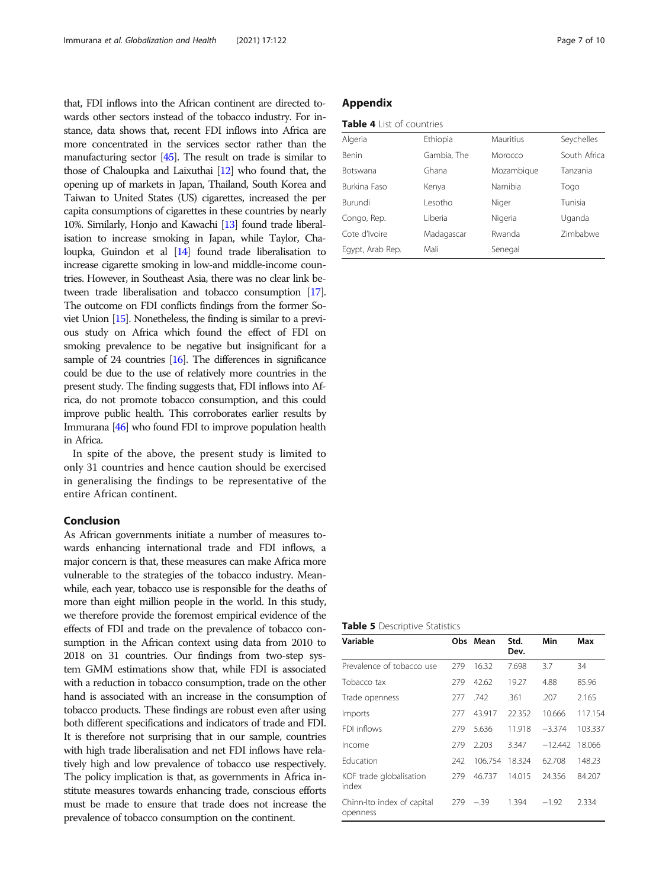that, FDI inflows into the African continent are directed towards other sectors instead of the tobacco industry. For instance, data shows that, recent FDI inflows into Africa are more concentrated in the services sector rather than the manufacturing sector [45]. The result on trade is similar to those of Chaloupka and Laixuthai [12] who found that, the opening up of markets in Japan, Thailand, South Korea and Taiwan to United States (US) cigarettes, increased the per capita consumptions of cigarettes in these countries by nearly 10%. Similarly, Honjo and Kawachi [13] found trade liberalisation to increase smoking in Japan, while Taylor, Chaloupka, Guindon et al [14] found trade liberalisation to increase cigarette smoking in low-and middle-income countries. However, in Southeast Asia, there was no clear link between trade liberalisation and tobacco consumption [17]. The outcome on FDI conflicts findings from the former Soviet Union [15]. Nonetheless, the finding is similar to a previous study on Africa which found the effect of FDI on smoking prevalence to be negative but insignificant for a sample of 24 countries [16]. The differences in significance could be due to the use of relatively more countries in the present study. The finding suggests that, FDI inflows into Africa, do not promote tobacco consumption, and this could improve public health. This corroborates earlier results by Immurana [46] who found FDI to improve population health in Africa.

In spite of the above, the present study is limited to only 31 countries and hence caution should be exercised in generalising the findings to be representative of the entire African continent.

## Conclusion

As African governments initiate a number of measures towards enhancing international trade and FDI inflows, a major concern is that, these measures can make Africa more vulnerable to the strategies of the tobacco industry. Meanwhile, each year, tobacco use is responsible for the deaths of more than eight million people in the world. In this study, we therefore provide the foremost empirical evidence of the effects of FDI and trade on the prevalence of tobacco consumption in the African context using data from 2010 to 2018 on 31 countries. Our findings from two-step system GMM estimations show that, while FDI is associated with a reduction in tobacco consumption, trade on the other hand is associated with an increase in the consumption of tobacco products. These findings are robust even after using both different specifications and indicators of trade and FDI. It is therefore not surprising that in our sample, countries with high trade liberalisation and net FDI inflows have relatively high and low prevalence of tobacco use respectively. The policy implication is that, as governments in Africa institute measures towards enhancing trade, conscious efforts must be made to ensure that trade does not increase the prevalence of tobacco consumption on the continent.

## Appendix

**Table 4** List of countries

| | | | |
|---|---|---|---|
| Algeria | Ethiopia | Mauritius | Seychelles |
| Benin | Gambia, The | Morocco | South Africa |
| Botswana | Ghana | Mozambique | Tanzania |
| Burkina Faso | Kenya | Namibia | Togo |
| Burundi | Lesotho | Niger | Tunisia |
| Congo, Rep. | Liberia | Nigeria | Uganda |
| Cote d'Ivoire | Madagascar | Rwanda | Zimbabwe |
| Egypt, Arab Rep. | Mali | Senegal | |

**Table 5** Descriptive Statistics

| Variable | Obs | Mean | Std. Dev. | Min | Max |
|---|---|---|---|---|---|
| Prevalence of tobacco use | 279 | 16.32 | 7.698 | 3.7 | 34 |
| Tobacco tax | 279 | 42.62 | 19.27 | 4.88 | 85.96 |
| Trade openness | 277 | .742 | .361 | .207 | 2.165 |
| Imports | 277 | 43.917 | 22.352 | 10.666 | 117.154 |
| FDI inflows | 279 | 5.636 | 11.918 | −3.374 | 103.337 |
| Income | 279 | 2.203 | 3.347 | −12.442 | 18.066 |
| Education | 242 | 106.754 | 18.324 | 62.708 | 148.23 |
| KOF trade globalisation index | 279 | 46.737 | 14.015 | 24.356 | 84.207 |
| Chinn-Ito index of capital openness | 279 | −.39 | 1.394 | −1.92 | 2.334 |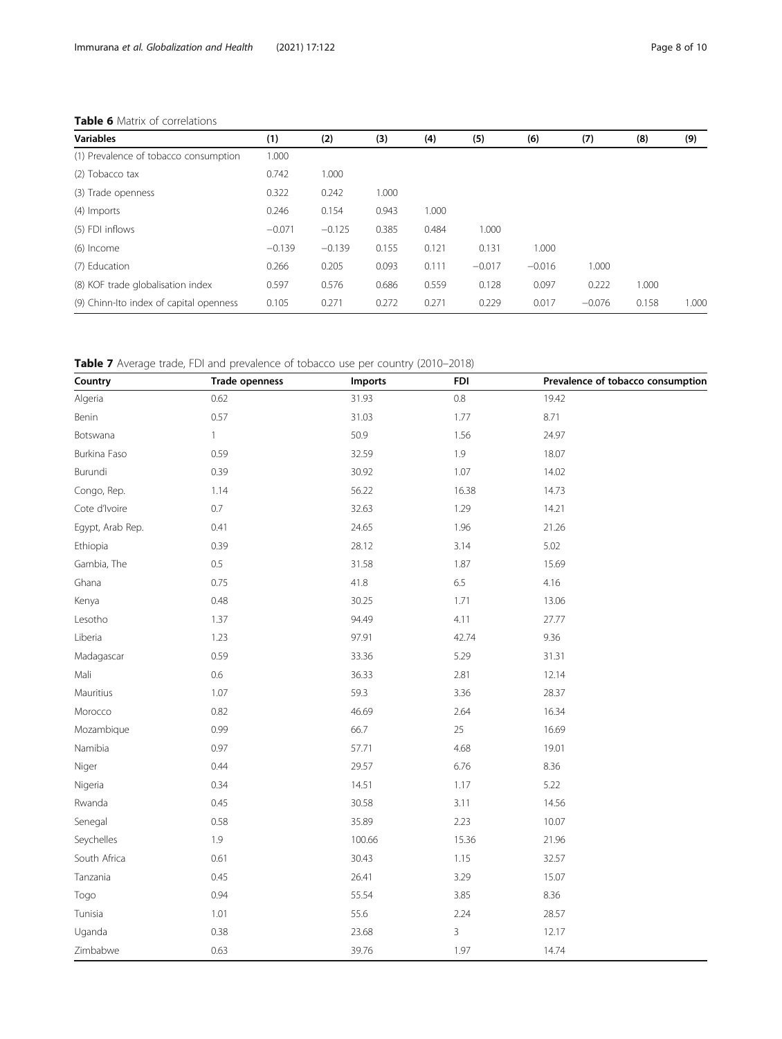**Table 6** Matrix of correlations

| Variables | (1) | (2) | (3) | (4) | (5) | (6) | (7) | (8) | (9) |
|---|---|---|---|---|---|---|---|---|---|
| (1) Prevalence of tobacco consumption | 1.000 | | | | | | | | |
| (2) Tobacco tax | 0.742 | 1.000 | | | | | | | |
| (3) Trade openness | 0.322 | 0.242 | 1.000 | | | | | | |
| (4) Imports | 0.246 | 0.154 | 0.943 | 1.000 | | | | | |
| (5) FDI inflows | −0.071 | −0.125 | 0.385 | 0.484 | 1.000 | | | | |
| (6) Income | −0.139 | −0.139 | 0.155 | 0.121 | 0.131 | 1.000 | | | |
| (7) Education | 0.266 | 0.205 | 0.093 | 0.111 | −0.017 | −0.016 | 1.000 | | |
| (8) KOF trade globalisation index | 0.597 | 0.576 | 0.686 | 0.559 | 0.128 | 0.097 | 0.222 | 1.000 | |
| (9) Chinn-Ito index of capital openness | 0.105 | 0.271 | 0.272 | 0.271 | 0.229 | 0.017 | −0.076 | 0.158 | 1.000 |

**Table 7** Average trade, FDI and prevalence of tobacco use per country (2010–2018)

| Country | Trade openness | Imports | FDI | Prevalence of tobacco consumption |
|---|---|---|---|---|
| Algeria | 0.62 | 31.93 | 0.8 | 19.42 |
| Benin | 0.57 | 31.03 | 1.77 | 8.71 |
| Botswana | 1 | 50.9 | 1.56 | 24.97 |
| Burkina Faso | 0.59 | 32.59 | 1.9 | 18.07 |
| Burundi | 0.39 | 30.92 | 1.07 | 14.02 |
| Congo, Rep. | 1.14 | 56.22 | 16.38 | 14.73 |
| Cote d'Ivoire | 0.7 | 32.63 | 1.29 | 14.21 |
| Egypt, Arab Rep. | 0.41 | 24.65 | 1.96 | 21.26 |
| Ethiopia | 0.39 | 28.12 | 3.14 | 5.02 |
| Gambia, The | 0.5 | 31.58 | 1.87 | 15.69 |
| Ghana | 0.75 | 41.8 | 6.5 | 4.16 |
| Kenya | 0.48 | 30.25 | 1.71 | 13.06 |
| Lesotho | 1.37 | 94.49 | 4.11 | 27.77 |
| Liberia | 1.23 | 97.91 | 42.74 | 9.36 |
| Madagascar | 0.59 | 33.36 | 5.29 | 31.31 |
| Mali | 0.6 | 36.33 | 2.81 | 12.14 |
| Mauritius | 1.07 | 59.3 | 3.36 | 28.37 |
| Morocco | 0.82 | 46.69 | 2.64 | 16.34 |
| Mozambique | 0.99 | 66.7 | 25 | 16.69 |
| Namibia | 0.97 | 57.71 | 4.68 | 19.01 |
| Niger | 0.44 | 29.57 | 6.76 | 8.36 |
| Nigeria | 0.34 | 14.51 | 1.17 | 5.22 |
| Rwanda | 0.45 | 30.58 | 3.11 | 14.56 |
| Senegal | 0.58 | 35.89 | 2.23 | 10.07 |
| Seychelles | 1.9 | 100.66 | 15.36 | 21.96 |
| South Africa | 0.61 | 30.43 | 1.15 | 32.57 |
| Tanzania | 0.45 | 26.41 | 3.29 | 15.07 |
| Togo | 0.94 | 55.54 | 3.85 | 8.36 |
| Tunisia | 1.01 | 55.6 | 2.24 | 28.57 |
| Uganda | 0.38 | 23.68 | 3 | 12.17 |
| Zimbabwe | 0.63 | 39.76 | 1.97 | 14.74 |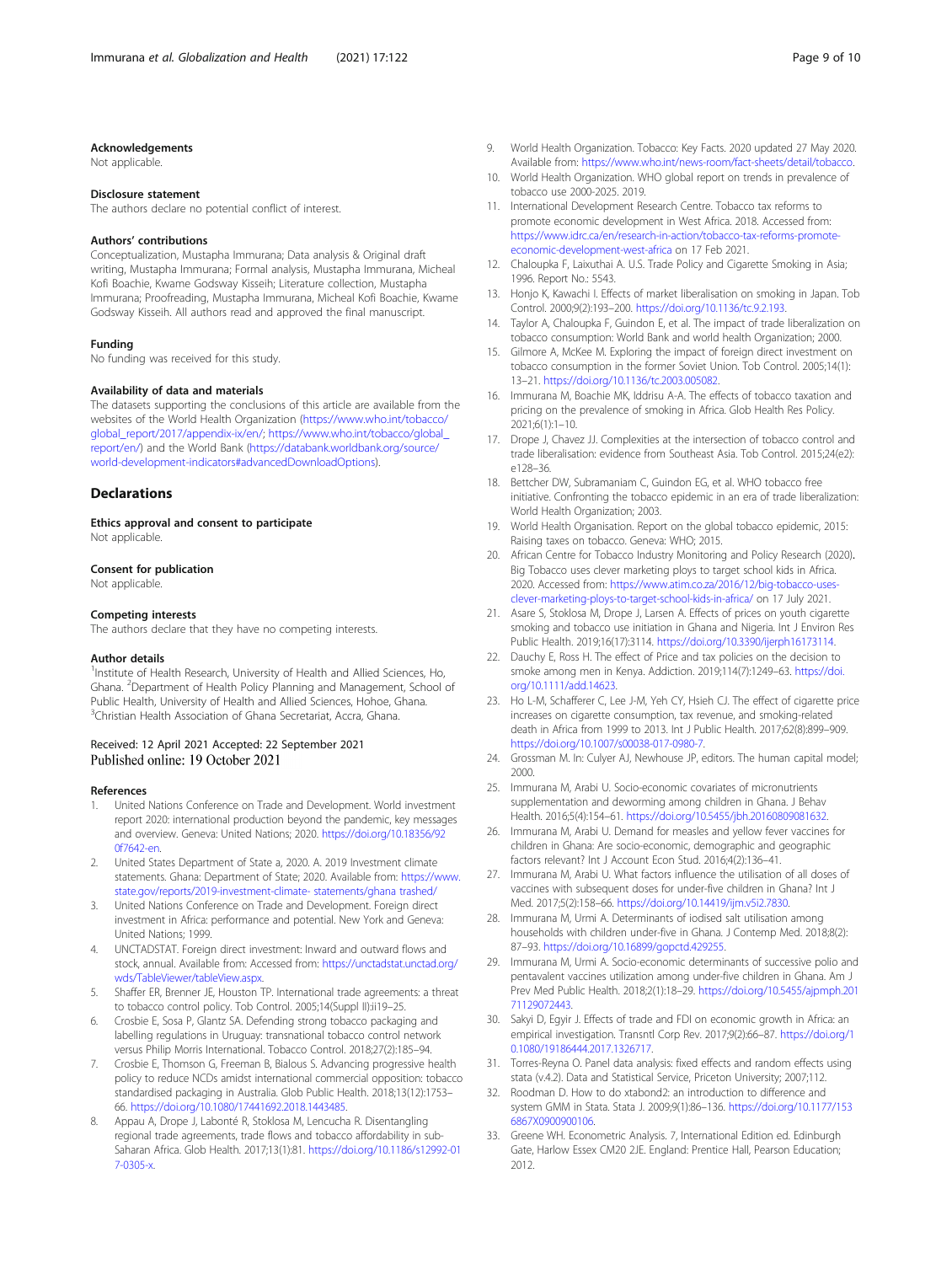### Acknowledgements

Not applicable.

### Disclosure statement

The authors declare no potential conflict of interest.

### Authors' contributions

Conceptualization, Mustapha Immurana; Data analysis & Original draft writing, Mustapha Immurana; Formal analysis, Mustapha Immurana, Micheal Kofi Boachie, Kwame Godsway Kisseih; Literature collection, Mustapha Immurana; Proofreading, Mustapha Immurana, Micheal Kofi Boachie, Kwame Godsway Kisseih. All authors read and approved the final manuscript.

### Funding

No funding was received for this study.

### Availability of data and materials

The datasets supporting the conclusions of this article are available from the websites of the World Health Organization (https://www.who.int/tobacco/global_report/2017/appendix-ix/en/; https://www.who.int/tobacco/global_report/en/) and the World Bank (https://databank.worldbank.org/source/world-development-indicators#advancedDownloadOptions).

## Declarations

### Ethics approval and consent to participate

Not applicable.

### Consent for publication

Not applicable.

### Competing interests

The authors declare that they have no competing interests.

### Author details

[1]Institute of Health Research, University of Health and Allied Sciences, Ho, Ghana. [2]Department of Health Policy Planning and Management, School of Public Health, University of Health and Allied Sciences, Hohoe, Ghana. [3]Christian Health Association of Ghana Secretariat, Accra, Ghana.

Received: 12 April 2021 Accepted: 22 September 2021
Published online: 19 October 2021

### References

1. United Nations Conference on Trade and Development. World investment report 2020: international production beyond the pandemic, key messages and overview. Geneva: United Nations; 2020. https://doi.org/10.18356/920f7642-en.
2. United States Department of State a, 2020. A. 2019 Investment climate statements. Ghana: Department of State; 2020. Available from: https://www.state.gov/reports/2019-investment-climate- statements/ghana trashed/
3. United Nations Conference on Trade and Development. Foreign direct investment in Africa: performance and potential. New York and Geneva: United Nations; 1999.
4. UNCTADSTAT. Foreign direct investment: Inward and outward flows and stock, annual. Available from: Accessed from: https://unctadstat.unctad.org/wds/TableViewer/tableView.aspx.
5. Shaffer ER, Brenner JE, Houston TP. International trade agreements: a threat to tobacco control policy. Tob Control. 2005;14(Suppl II):ii19–25.
6. Crosbie E, Sosa P, Glantz SA. Defending strong tobacco packaging and labelling regulations in Uruguay: transnational tobacco control network versus Philip Morris International. Tobacco Control. 2018;27(2):185–94.
7. Crosbie E, Thomson G, Freeman B, Bialous S. Advancing progressive health policy to reduce NCDs amidst international commercial opposition: tobacco standardised packaging in Australia. Glob Public Health. 2018;13(12):1753–66. https://doi.org/10.1080/17441692.2018.1443485.
8. Appau A, Drope J, Labonté R, Stoklosa M, Lencucha R. Disentangling regional trade agreements, trade flows and tobacco affordability in sub-Saharan Africa. Glob Health. 2017;13(1):81. https://doi.org/10.1186/s12992-017-0305-x.
9. World Health Organization. Tobacco: Key Facts. 2020 updated 27 May 2020. Available from: https://www.who.int/news-room/fact-sheets/detail/tobacco.
10. World Health Organization. WHO global report on trends in prevalence of tobacco use 2000-2025. 2019.
11. International Development Research Centre. Tobacco tax reforms to promote economic development in West Africa. 2018. Accessed from: https://www.idrc.ca/en/research-in-action/tobacco-tax-reforms-promote-economic-development-west-africa on 17 Feb 2021.
12. Chaloupka F, Laixuthai A. U.S. Trade Policy and Cigarette Smoking in Asia; 1996. Report No.: 5543.
13. Honjo K, Kawachi I. Effects of market liberalisation on smoking in Japan. Tob Control. 2000;9(2):193–200. https://doi.org/10.1136/tc.9.2.193.
14. Taylor A, Chaloupka F, Guindon E, et al. The impact of trade liberalization on tobacco consumption: World Bank and world health Organization; 2000.
15. Gilmore A, McKee M. Exploring the impact of foreign direct investment on tobacco consumption in the former Soviet Union. Tob Control. 2005;14(1):13–21. https://doi.org/10.1136/tc.2003.005082.
16. Immurana M, Boachie MK, Iddrisu A-A. The effects of tobacco taxation and pricing on the prevalence of smoking in Africa. Glob Health Res Policy. 2021;6(1):1–10.
17. Drope J, Chavez JJ. Complexities at the intersection of tobacco control and trade liberalisation: evidence from Southeast Asia. Tob Control. 2015;24(e2):e128–36.
18. Bettcher DW, Subramaniam C, Guindon EG, et al. WHO tobacco free initiative. Confronting the tobacco epidemic in an era of trade liberalization: World Health Organization; 2003.
19. World Health Organisation. Report on the global tobacco epidemic, 2015: Raising taxes on tobacco. Geneva: WHO; 2015.
20. African Centre for Tobacco Industry Monitoring and Policy Research (2020). Big Tobacco uses clever marketing ploys to target school kids in Africa. 2020. Accessed from: https://www.atim.co.za/2016/12/big-tobacco-uses-clever-marketing-ploys-to-target-school-kids-in-africa/ on 17 July 2021.
21. Asare S, Stoklosa M, Drope J, Larsen A. Effects of prices on youth cigarette smoking and tobacco use initiation in Ghana and Nigeria. Int J Environ Res Public Health. 2019;16(17):3114. https://doi.org/10.3390/ijerph16173114.
22. Dauchy E, Ross H. The effect of Price and tax policies on the decision to smoke among men in Kenya. Addiction. 2019;114(7):1249–63. https://doi.org/10.1111/add.14623.
23. Ho L-M, Schafferer C, Lee J-M, Yeh CY, Hsieh CJ. The effect of cigarette price increases on cigarette consumption, tax revenue, and smoking-related death in Africa from 1999 to 2013. Int J Public Health. 2017;62(8):899–909. https://doi.org/10.1007/s00038-017-0980-7.
24. Grossman M. In: Culyer AJ, Newhouse JP, editors. The human capital model; 2000.
25. Immurana M, Arabi U. Socio-economic covariates of micronutrients supplementation and deworming among children in Ghana. J Behav Health. 2016;5(4):154–61. https://doi.org/10.5455/jbh.20160809081632.
26. Immurana M, Arabi U. Demand for measles and yellow fever vaccines for children in Ghana: Are socio-economic, demographic and geographic factors relevant? Int J Account Econ Stud. 2016;4(2):136–41.
27. Immurana M, Arabi U. What factors influence the utilisation of all doses of vaccines with subsequent doses for under-five children in Ghana? Int J Med. 2017;5(2):158–66. https://doi.org/10.14419/ijm.v5i2.7830.
28. Immurana M, Urmi A. Determinants of iodised salt utilisation among households with children under-five in Ghana. J Contemp Med. 2018;8(2):87–93. https://doi.org/10.16899/gopctd.429255.
29. Immurana M, Urmi A. Socio-economic determinants of successive polio and pentavalent vaccines utilization among under-five children in Ghana. Am J Prev Med Public Health. 2018;2(1):18–29. https://doi.org/10.5455/ajpmph.20171129072443.
30. Sakyi D, Egyir J. Effects of trade and FDI on economic growth in Africa: an empirical investigation. Transntl Corp Rev. 2017;9(2):66–87. https://doi.org/10.1080/19186444.2017.1326717.
31. Torres-Reyna O. Panel data analysis: fixed effects and random effects using stata (v.4.2). Data and Statistical Service, Priceton University; 2007;112.
32. Roodman D. How to do xtabond2: an introduction to difference and system GMM in Stata. Stata J. 2009;9(1):86–136. https://doi.org/10.1177/1536867X0900900106.
33. Greene WH. Econometric Analysis. 7, International Edition ed. Edinburgh Gate, Harlow Essex CM20 2JE. England: Prentice Hall, Pearson Education; 2012.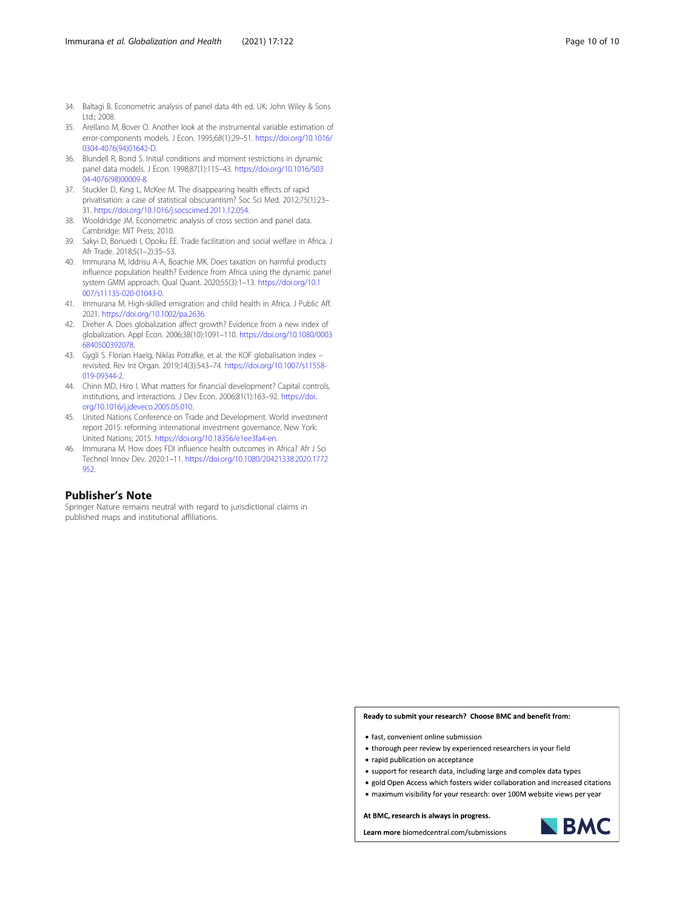34. Baltagi B. Econometric analysis of panel data 4th ed. UK: John Wiley & Sons Ltd.; 2008.
35. Arellano M, Bover O. Another look at the instrumental variable estimation of error-components models. J Econ. 1995;68(1):29–51. https://doi.org/10.1016/0304-4076(94)01642-D.
36. Blundell R, Bond S. Initial conditions and moment restrictions in dynamic panel data models. J Econ. 1998;87(1):115–43. https://doi.org/10.1016/S0304-4076(98)00009-8.
37. Stuckler D, King L, McKee M. The disappearing health effects of rapid privatisation: a case of statistical obscurantism? Soc Sci Med. 2012;75(1):23–31. https://doi.org/10.1016/j.socscimed.2011.12.054.
38. Wooldridge JM. Econometric analysis of cross section and panel data. Cambridge: MIT Press; 2010.
39. Sakyi D, Bonuedi I, Opoku EE. Trade facilitation and social welfare in Africa. J Afr Trade. 2018;5(1–2):35–53.
40. Immurana M, Iddrisu A-A, Boachie MK. Does taxation on harmful products influence population health? Evidence from Africa using the dynamic panel system GMM approach. Qual Quant. 2020;55(3):1–13. https://doi.org/10.1007/s11135-020-01043-0.
41. Immurana M. High-skilled emigration and child health in Africa. J Public Aff. 2021. https://doi.org/10.1002/pa.2636.
42. Dreher A. Does globalization affect growth? Evidence from a new index of globalization. Appl Econ. 2006;38(10):1091–110. https://doi.org/10.1080/00036840500392078.
43. Gygli S. Florian Haelg, Niklas Potrafke, et al. the KOF globalisation index – revisited. Rev Int Organ. 2019;14(3):543–74. https://doi.org/10.1007/s11558-019-09344-2.
44. Chinn MD, Hiro I. What matters for financial development? Capital controls, institutions, and interactions. J Dev Econ. 2006;81(1):163–92. https://doi.org/10.1016/j.jdeveco.2005.05.010.
45. United Nations Conference on Trade and Development. World investment report 2015: reforming international investment governance. New York: United Nations; 2015. https://doi.org/10.18356/e1ee3fa4-en.
46. Immurana M. How does FDI influence health outcomes in Africa? Afr J Sci Technol Innov Dev. 2020:1–11. https://doi.org/10.1080/20421338.2020.1772952.

## Publisher's Note

Springer Nature remains neutral with regard to jurisdictional claims in published maps and institutional affiliations.

**Ready to submit your research? Choose BMC and benefit from:**

- fast, convenient online submission
- thorough peer review by experienced researchers in your field
- rapid publication on acceptance
- support for research data, including large and complex data types
- gold Open Access which fosters wider collaboration and increased citations
- maximum visibility for your research: over 100M website views per year

**At BMC, research is always in progress.**

**Learn more** biomedcentral.com/submissions

BMC